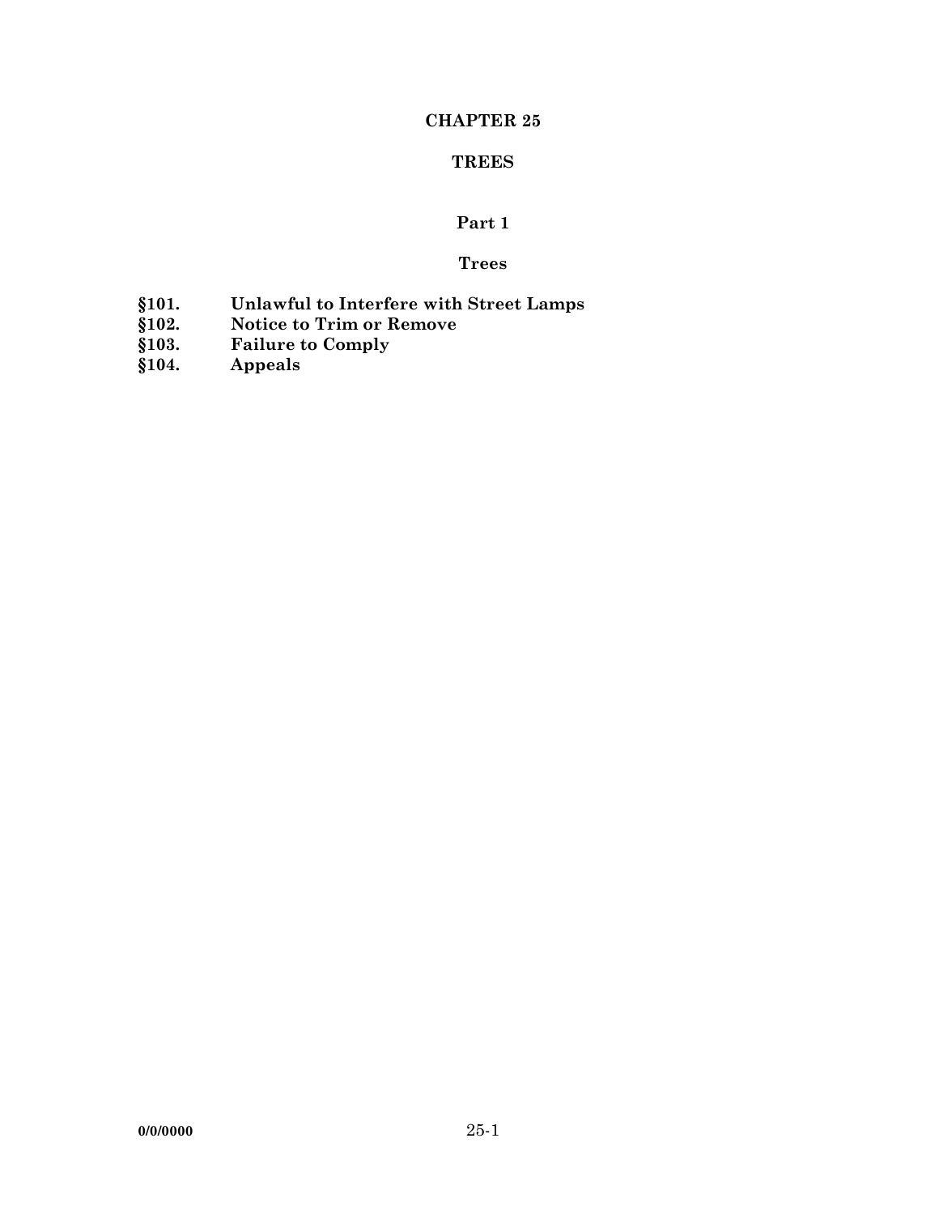# CHAPTER 25

# TREES

## Part 1

## Trees

**§101. Unlawful to Interfere with Street Lamps**
**§102. Notice to Trim or Remove**
**§103. Failure to Comply**
**§104. Appeals**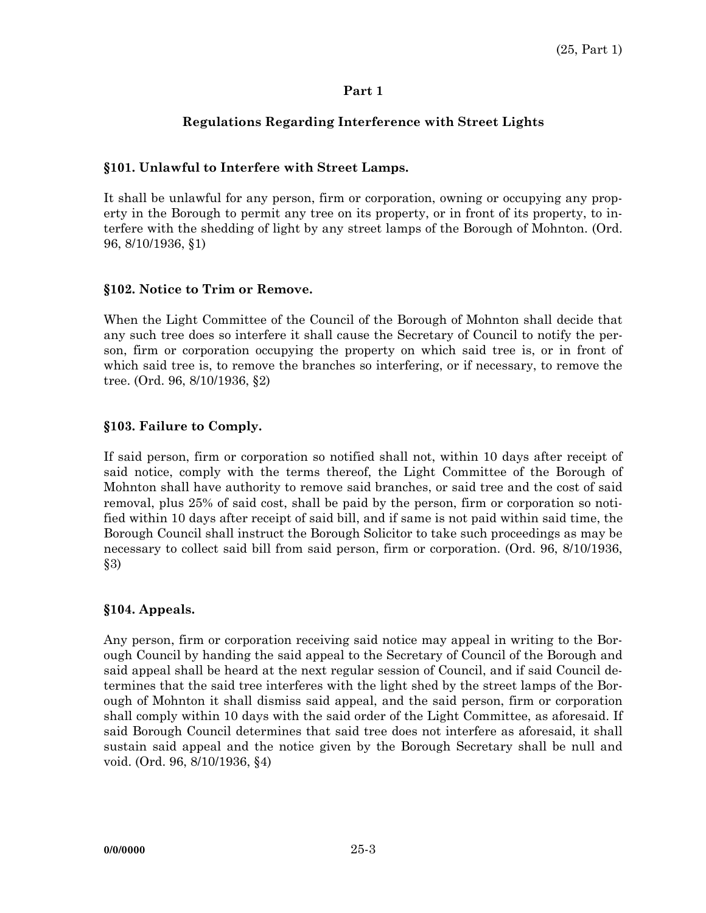## Part 1

### Regulations Regarding Interference with Street Lights

#### §101. Unlawful to Interfere with Street Lamps.

It shall be unlawful for any person, firm or corporation, owning or occupying any property in the Borough to permit any tree on its property, or in front of its property, to interfere with the shedding of light by any street lamps of the Borough of Mohnton. (Ord. 96, 8/10/1936, §1)

#### §102. Notice to Trim or Remove.

When the Light Committee of the Council of the Borough of Mohnton shall decide that any such tree does so interfere it shall cause the Secretary of Council to notify the person, firm or corporation occupying the property on which said tree is, or in front of which said tree is, to remove the branches so interfering, or if necessary, to remove the tree. (Ord. 96, 8/10/1936, §2)

#### §103. Failure to Comply.

If said person, firm or corporation so notified shall not, within 10 days after receipt of said notice, comply with the terms thereof, the Light Committee of the Borough of Mohnton shall have authority to remove said branches, or said tree and the cost of said removal, plus 25% of said cost, shall be paid by the person, firm or corporation so notified within 10 days after receipt of said bill, and if same is not paid within said time, the Borough Council shall instruct the Borough Solicitor to take such proceedings as may be necessary to collect said bill from said person, firm or corporation. (Ord. 96, 8/10/1936, §3)

#### §104. Appeals.

Any person, firm or corporation receiving said notice may appeal in writing to the Borough Council by handing the said appeal to the Secretary of Council of the Borough and said appeal shall be heard at the next regular session of Council, and if said Council determines that the said tree interferes with the light shed by the street lamps of the Borough of Mohnton it shall dismiss said appeal, and the said person, firm or corporation shall comply within 10 days with the said order of the Light Committee, as aforesaid. If said Borough Council determines that said tree does not interfere as aforesaid, it shall sustain said appeal and the notice given by the Borough Secretary shall be null and void. (Ord. 96, 8/10/1936, §4)